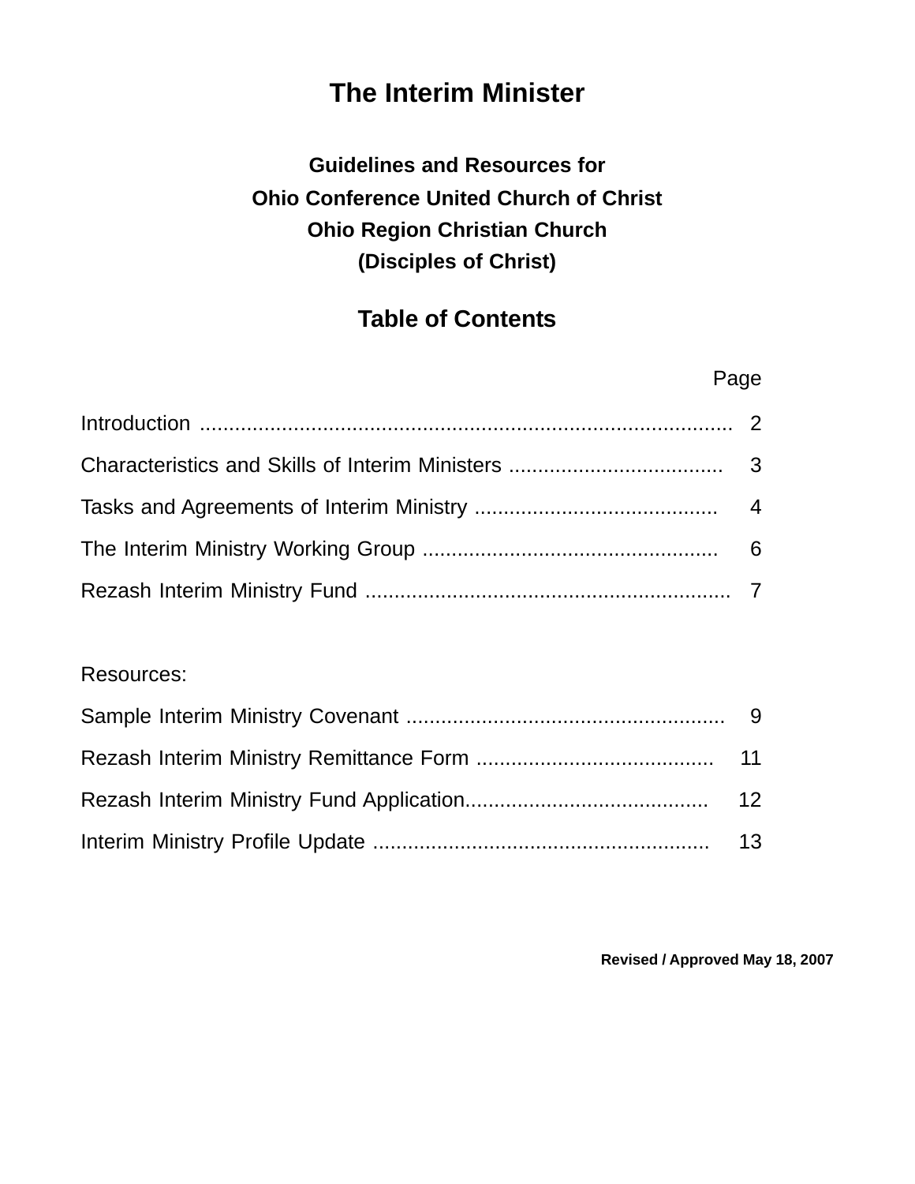# The Interim Minister

### Guidelines and Resources for
### Ohio Conference United Church of Christ
### Ohio Region Christian Church
### (Disciples of Christ)

## Table of Contents

| | Page |
|---|---|
| Introduction | 2 |
| Characteristics and Skills of Interim Ministers | 3 |
| Tasks and Agreements of Interim Ministry | 4 |
| The Interim Ministry Working Group | 6 |
| Rezash Interim Ministry Fund | 7 |

Resources:

| | |
|---|---|
| Sample Interim Ministry Covenant | 9 |
| Rezash Interim Ministry Remittance Form | 11 |
| Rezash Interim Ministry Fund Application | 12 |
| Interim Ministry Profile Update | 13 |

**Revised / Approved May 18, 2007**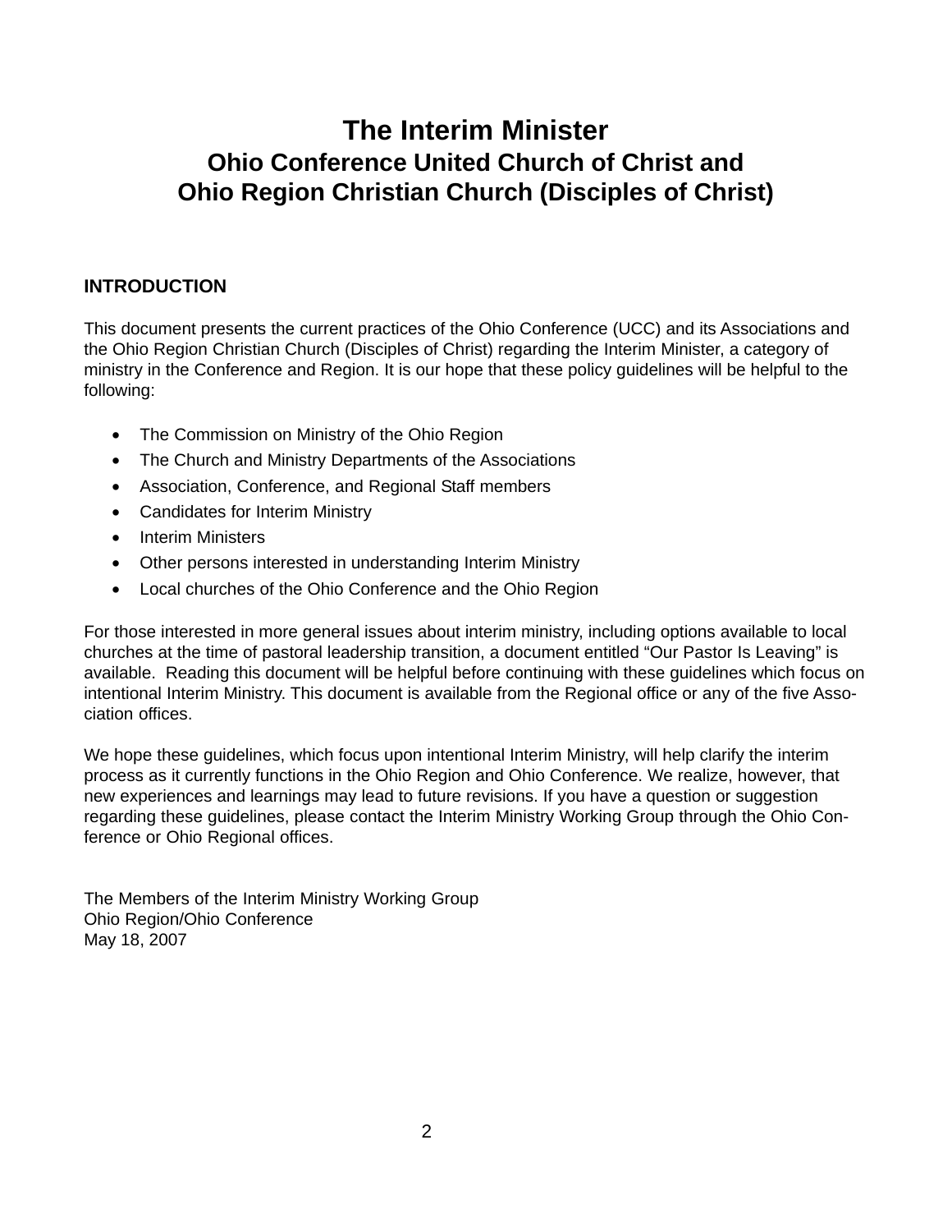# The Interim Minister
## Ohio Conference United Church of Christ and Ohio Region Christian Church (Disciples of Christ)

### INTRODUCTION

This document presents the current practices of the Ohio Conference (UCC) and its Associations and the Ohio Region Christian Church (Disciples of Christ) regarding the Interim Minister, a category of ministry in the Conference and Region. It is our hope that these policy guidelines will be helpful to the following:

- The Commission on Ministry of the Ohio Region
- The Church and Ministry Departments of the Associations
- Association, Conference, and Regional Staff members
- Candidates for Interim Ministry
- Interim Ministers
- Other persons interested in understanding Interim Ministry
- Local churches of the Ohio Conference and the Ohio Region

For those interested in more general issues about interim ministry, including options available to local churches at the time of pastoral leadership transition, a document entitled "Our Pastor Is Leaving" is available. Reading this document will be helpful before continuing with these guidelines which focus on intentional Interim Ministry. This document is available from the Regional office or any of the five Association offices.

We hope these guidelines, which focus upon intentional Interim Ministry, will help clarify the interim process as it currently functions in the Ohio Region and Ohio Conference. We realize, however, that new experiences and learnings may lead to future revisions. If you have a question or suggestion regarding these guidelines, please contact the Interim Ministry Working Group through the Ohio Conference or Ohio Regional offices.

The Members of the Interim Ministry Working Group  
Ohio Region/Ohio Conference  
May 18, 2007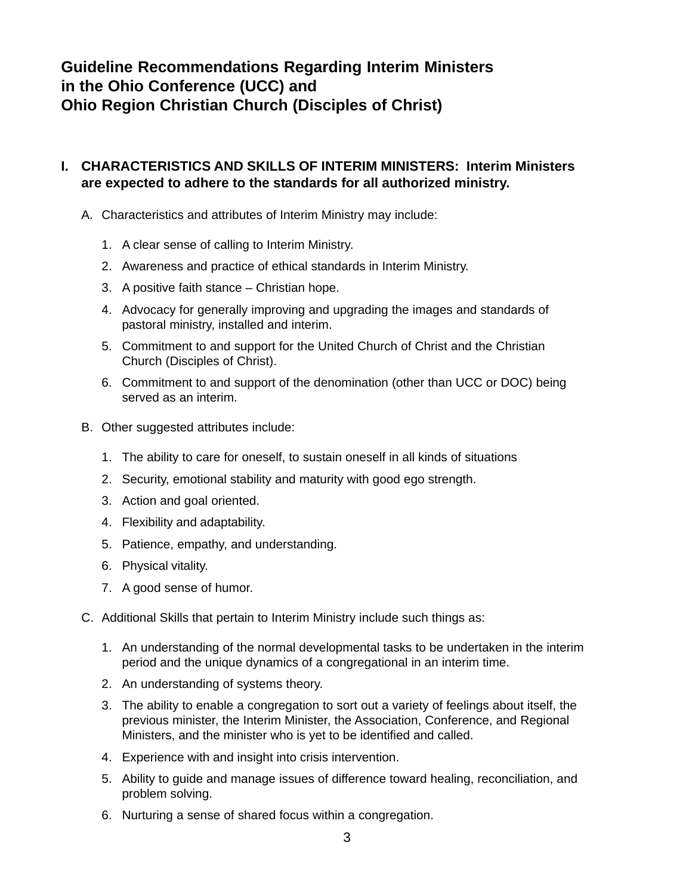## Guideline Recommendations Regarding Interim Ministers in the Ohio Conference (UCC) and Ohio Region Christian Church (Disciples of Christ)

### I. CHARACTERISTICS AND SKILLS OF INTERIM MINISTERS: Interim Ministers are expected to adhere to the standards for all authorized ministry.

A. Characteristics and attributes of Interim Ministry may include:

1. A clear sense of calling to Interim Ministry.
2. Awareness and practice of ethical standards in Interim Ministry.
3. A positive faith stance – Christian hope.
4. Advocacy for generally improving and upgrading the images and standards of pastoral ministry, installed and interim.
5. Commitment to and support for the United Church of Christ and the Christian Church (Disciples of Christ).
6. Commitment to and support of the denomination (other than UCC or DOC) being served as an interim.

B. Other suggested attributes include:

1. The ability to care for oneself, to sustain oneself in all kinds of situations
2. Security, emotional stability and maturity with good ego strength.
3. Action and goal oriented.
4. Flexibility and adaptability.
5. Patience, empathy, and understanding.
6. Physical vitality.
7. A good sense of humor.

C. Additional Skills that pertain to Interim Ministry include such things as:

1. An understanding of the normal developmental tasks to be undertaken in the interim period and the unique dynamics of a congregational in an interim time.
2. An understanding of systems theory.
3. The ability to enable a congregation to sort out a variety of feelings about itself, the previous minister, the Interim Minister, the Association, Conference, and Regional Ministers, and the minister who is yet to be identified and called.
4. Experience with and insight into crisis intervention.
5. Ability to guide and manage issues of difference toward healing, reconciliation, and problem solving.
6. Nurturing a sense of shared focus within a congregation.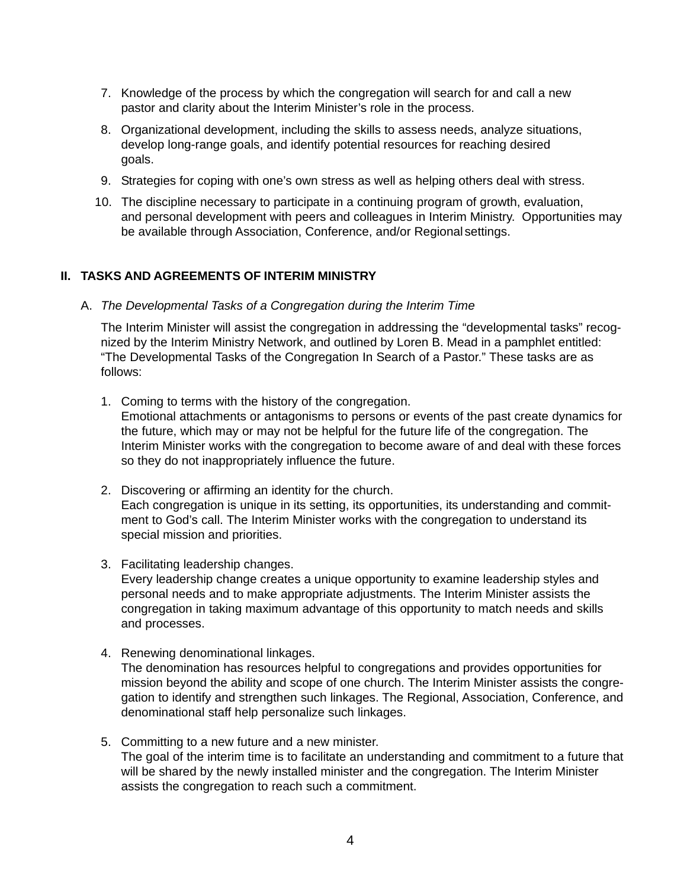7. Knowledge of the process by which the congregation will search for and call a new pastor and clarity about the Interim Minister's role in the process.
8. Organizational development, including the skills to assess needs, analyze situations, develop long-range goals, and identify potential resources for reaching desired goals.
9. Strategies for coping with one's own stress as well as helping others deal with stress.
10. The discipline necessary to participate in a continuing program of growth, evaluation, and personal development with peers and colleagues in Interim Ministry. Opportunities may be available through Association, Conference, and/or Regional settings.

## II. TASKS AND AGREEMENTS OF INTERIM MINISTRY

### A. *The Developmental Tasks of a Congregation during the Interim Time*

The Interim Minister will assist the congregation in addressing the "developmental tasks" recognized by the Interim Ministry Network, and outlined by Loren B. Mead in a pamphlet entitled: "The Developmental Tasks of the Congregation In Search of a Pastor." These tasks are as follows:

1. Coming to terms with the history of the congregation.
   Emotional attachments or antagonisms to persons or events of the past create dynamics for the future, which may or may not be helpful for the future life of the congregation. The Interim Minister works with the congregation to become aware of and deal with these forces so they do not inappropriately influence the future.

2. Discovering or affirming an identity for the church.
   Each congregation is unique in its setting, its opportunities, its understanding and commitment to God's call. The Interim Minister works with the congregation to understand its special mission and priorities.

3. Facilitating leadership changes.
   Every leadership change creates a unique opportunity to examine leadership styles and personal needs and to make appropriate adjustments. The Interim Minister assists the congregation in taking maximum advantage of this opportunity to match needs and skills and processes.

4. Renewing denominational linkages.
   The denomination has resources helpful to congregations and provides opportunities for mission beyond the ability and scope of one church. The Interim Minister assists the congregation to identify and strengthen such linkages. The Regional, Association, Conference, and denominational staff help personalize such linkages.

5. Committing to a new future and a new minister.
   The goal of the interim time is to facilitate an understanding and commitment to a future that will be shared by the newly installed minister and the congregation. The Interim Minister assists the congregation to reach such a commitment.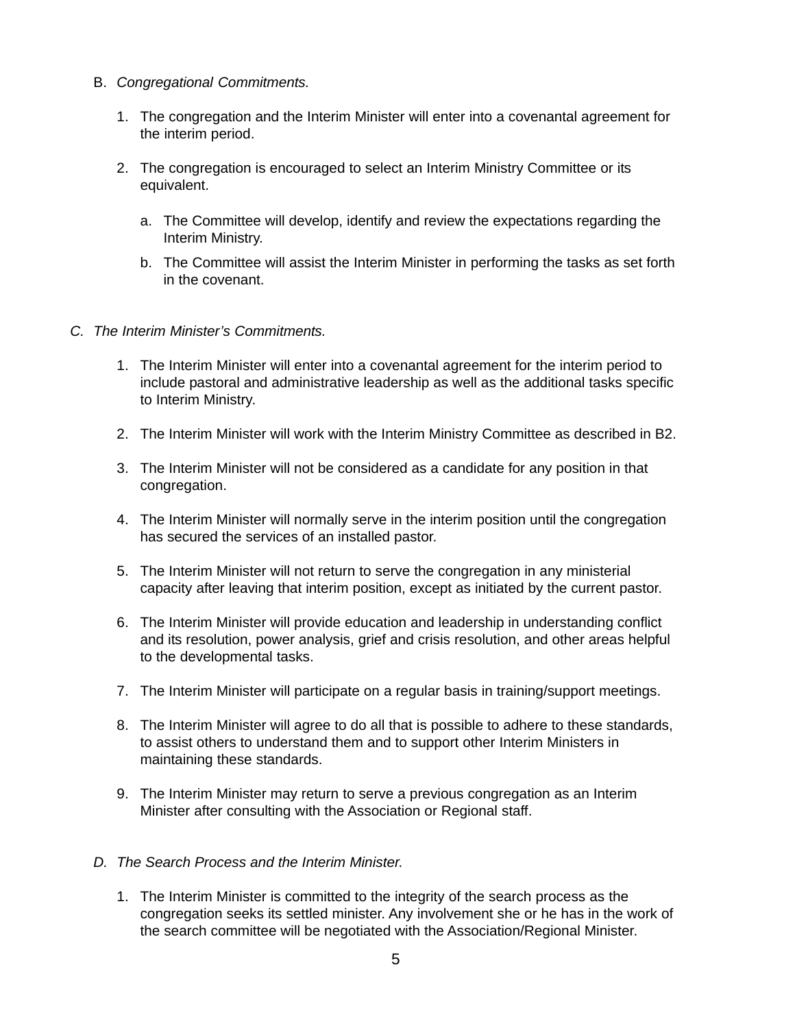B. *Congregational Commitments.*

1. The congregation and the Interim Minister will enter into a covenantal agreement for the interim period.

2. The congregation is encouraged to select an Interim Ministry Committee or its equivalent.

   a. The Committee will develop, identify and review the expectations regarding the Interim Ministry.

   b. The Committee will assist the Interim Minister in performing the tasks as set forth in the covenant.

*C. The Interim Minister's Commitments.*

1. The Interim Minister will enter into a covenantal agreement for the interim period to include pastoral and administrative leadership as well as the additional tasks specific to Interim Ministry.

2. The Interim Minister will work with the Interim Ministry Committee as described in B2.

3. The Interim Minister will not be considered as a candidate for any position in that congregation.

4. The Interim Minister will normally serve in the interim position until the congregation has secured the services of an installed pastor.

5. The Interim Minister will not return to serve the congregation in any ministerial capacity after leaving that interim position, except as initiated by the current pastor.

6. The Interim Minister will provide education and leadership in understanding conflict and its resolution, power analysis, grief and crisis resolution, and other areas helpful to the developmental tasks.

7. The Interim Minister will participate on a regular basis in training/support meetings.

8. The Interim Minister will agree to do all that is possible to adhere to these standards, to assist others to understand them and to support other Interim Ministers in maintaining these standards.

9. The Interim Minister may return to serve a previous congregation as an Interim Minister after consulting with the Association or Regional staff.

*D. The Search Process and the Interim Minister.*

1. The Interim Minister is committed to the integrity of the search process as the congregation seeks its settled minister. Any involvement she or he has in the work of the search committee will be negotiated with the Association/Regional Minister.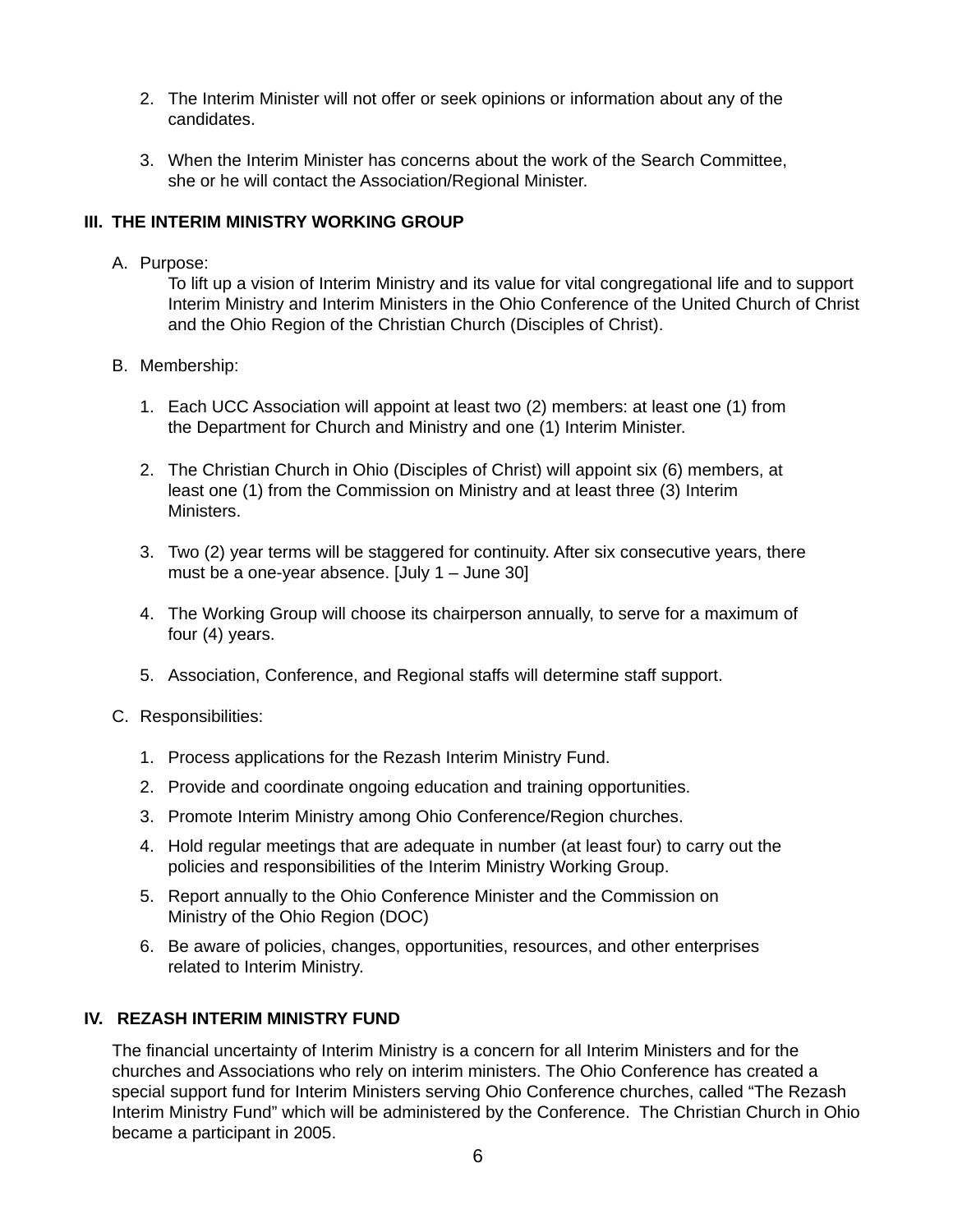2. The Interim Minister will not offer or seek opinions or information about any of the candidates.

3. When the Interim Minister has concerns about the work of the Search Committee, she or he will contact the Association/Regional Minister.

## III. THE INTERIM MINISTRY WORKING GROUP

A. Purpose:

To lift up a vision of Interim Ministry and its value for vital congregational life and to support Interim Ministry and Interim Ministers in the Ohio Conference of the United Church of Christ and the Ohio Region of the Christian Church (Disciples of Christ).

B. Membership:

1. Each UCC Association will appoint at least two (2) members: at least one (1) from the Department for Church and Ministry and one (1) Interim Minister.

2. The Christian Church in Ohio (Disciples of Christ) will appoint six (6) members, at least one (1) from the Commission on Ministry and at least three (3) Interim Ministers.

3. Two (2) year terms will be staggered for continuity. After six consecutive years, there must be a one-year absence. [July 1 – June 30]

4. The Working Group will choose its chairperson annually, to serve for a maximum of four (4) years.

5. Association, Conference, and Regional staffs will determine staff support.

C. Responsibilities:

1. Process applications for the Rezash Interim Ministry Fund.
2. Provide and coordinate ongoing education and training opportunities.
3. Promote Interim Ministry among Ohio Conference/Region churches.
4. Hold regular meetings that are adequate in number (at least four) to carry out the policies and responsibilities of the Interim Ministry Working Group.
5. Report annually to the Ohio Conference Minister and the Commission on Ministry of the Ohio Region (DOC)
6. Be aware of policies, changes, opportunities, resources, and other enterprises related to Interim Ministry.

## IV. REZASH INTERIM MINISTRY FUND

The financial uncertainty of Interim Ministry is a concern for all Interim Ministers and for the churches and Associations who rely on interim ministers. The Ohio Conference has created a special support fund for Interim Ministers serving Ohio Conference churches, called “The Rezash Interim Ministry Fund” which will be administered by the Conference. The Christian Church in Ohio became a participant in 2005.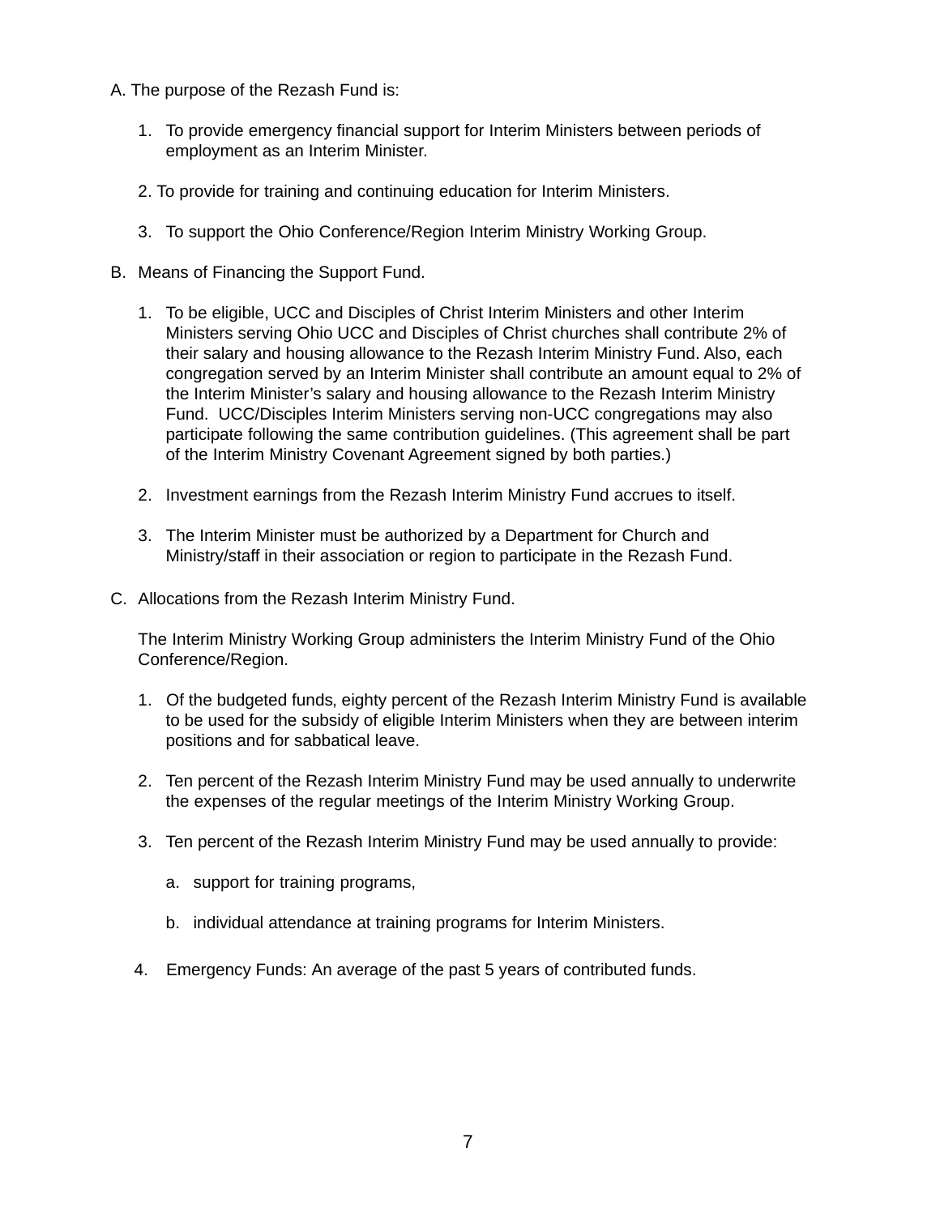A. The purpose of the Rezash Fund is:

1. To provide emergency financial support for Interim Ministers between periods of employment as an Interim Minister.

2. To provide for training and continuing education for Interim Ministers.

3. To support the Ohio Conference/Region Interim Ministry Working Group.

B. Means of Financing the Support Fund.

1. To be eligible, UCC and Disciples of Christ Interim Ministers and other Interim Ministers serving Ohio UCC and Disciples of Christ churches shall contribute 2% of their salary and housing allowance to the Rezash Interim Ministry Fund. Also, each congregation served by an Interim Minister shall contribute an amount equal to 2% of the Interim Minister's salary and housing allowance to the Rezash Interim Ministry Fund. UCC/Disciples Interim Ministers serving non-UCC congregations may also participate following the same contribution guidelines. (This agreement shall be part of the Interim Ministry Covenant Agreement signed by both parties.)

2. Investment earnings from the Rezash Interim Ministry Fund accrues to itself.

3. The Interim Minister must be authorized by a Department for Church and Ministry/staff in their association or region to participate in the Rezash Fund.

C. Allocations from the Rezash Interim Ministry Fund.

The Interim Ministry Working Group administers the Interim Ministry Fund of the Ohio Conference/Region.

1. Of the budgeted funds, eighty percent of the Rezash Interim Ministry Fund is available to be used for the subsidy of eligible Interim Ministers when they are between interim positions and for sabbatical leave.

2. Ten percent of the Rezash Interim Ministry Fund may be used annually to underwrite the expenses of the regular meetings of the Interim Ministry Working Group.

3. Ten percent of the Rezash Interim Ministry Fund may be used annually to provide:

   a. support for training programs,

   b. individual attendance at training programs for Interim Ministers.

4. Emergency Funds: An average of the past 5 years of contributed funds.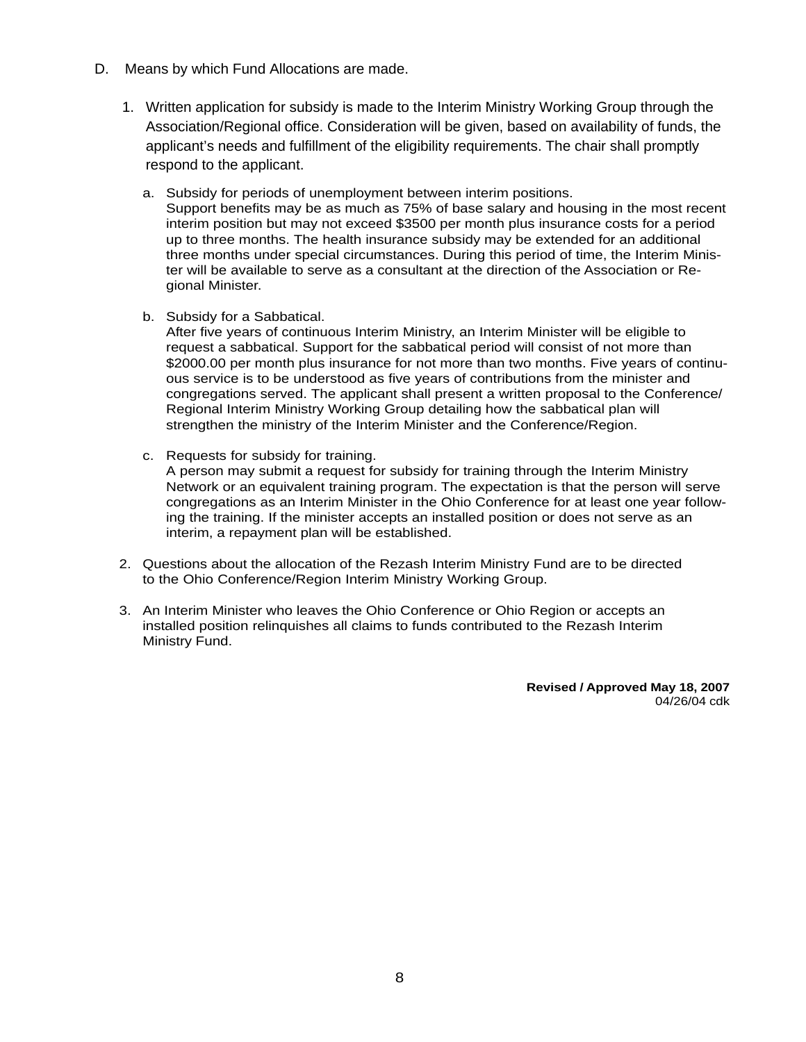D. Means by which Fund Allocations are made.

1. Written application for subsidy is made to the Interim Ministry Working Group through the Association/Regional office. Consideration will be given, based on availability of funds, the applicant's needs and fulfillment of the eligibility requirements. The chair shall promptly respond to the applicant.

   a. Subsidy for periods of unemployment between interim positions.
      Support benefits may be as much as 75% of base salary and housing in the most recent interim position but may not exceed $3500 per month plus insurance costs for a period up to three months. The health insurance subsidy may be extended for an additional three months under special circumstances. During this period of time, the Interim Minister will be available to serve as a consultant at the direction of the Association or Regional Minister.

   b. Subsidy for a Sabbatical.
      After five years of continuous Interim Ministry, an Interim Minister will be eligible to request a sabbatical. Support for the sabbatical period will consist of not more than $2000.00 per month plus insurance for not more than two months. Five years of continuous service is to be understood as five years of contributions from the minister and congregations served. The applicant shall present a written proposal to the Conference/Regional Interim Ministry Working Group detailing how the sabbatical plan will strengthen the ministry of the Interim Minister and the Conference/Region.

   c. Requests for subsidy for training.
      A person may submit a request for subsidy for training through the Interim Ministry Network or an equivalent training program. The expectation is that the person will serve congregations as an Interim Minister in the Ohio Conference for at least one year following the training. If the minister accepts an installed position or does not serve as an interim, a repayment plan will be established.

2. Questions about the allocation of the Rezash Interim Ministry Fund are to be directed to the Ohio Conference/Region Interim Ministry Working Group.

3. An Interim Minister who leaves the Ohio Conference or Ohio Region or accepts an installed position relinquishes all claims to funds contributed to the Rezash Interim Ministry Fund.

**Revised / Approved May 18, 2007**
04/26/04 cdk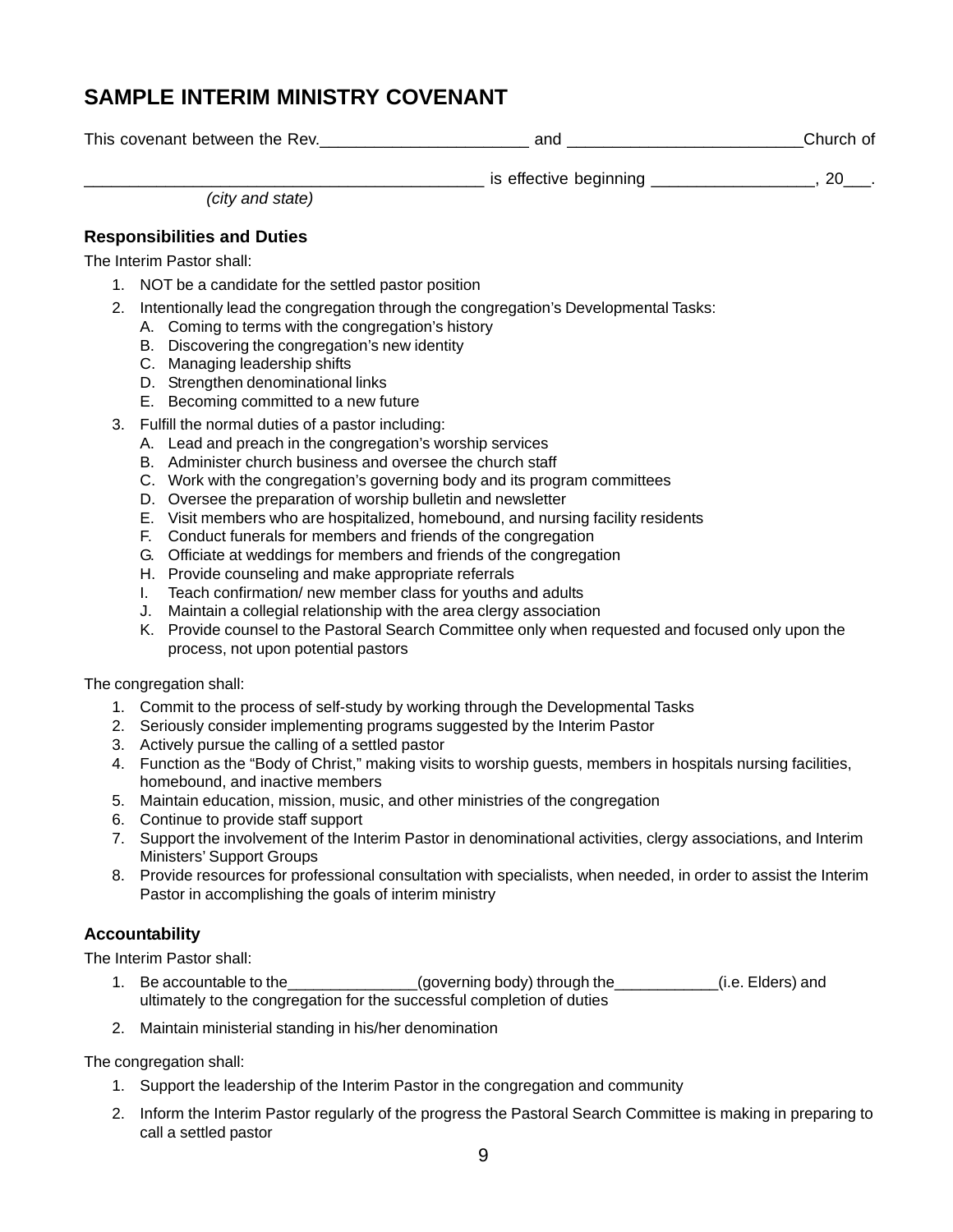# SAMPLE INTERIM MINISTRY COVENANT

This covenant between the Rev.______________________ and ________________________Church of

__________________________________________ is effective beginning _________________, 20___.
*(city and state)*

### Responsibilities and Duties

The Interim Pastor shall:

1. NOT be a candidate for the settled pastor position
2. Intentionally lead the congregation through the congregation's Developmental Tasks:
   A. Coming to terms with the congregation's history
   B. Discovering the congregation's new identity
   C. Managing leadership shifts
   D. Strengthen denominational links
   E. Becoming committed to a new future
3. Fulfill the normal duties of a pastor including:
   A. Lead and preach in the congregation's worship services
   B. Administer church business and oversee the church staff
   C. Work with the congregation's governing body and its program committees
   D. Oversee the preparation of worship bulletin and newsletter
   E. Visit members who are hospitalized, homebound, and nursing facility residents
   F. Conduct funerals for members and friends of the congregation
   G. Officiate at weddings for members and friends of the congregation
   H. Provide counseling and make appropriate referrals
   I. Teach confirmation/ new member class for youths and adults
   J. Maintain a collegial relationship with the area clergy association
   K. Provide counsel to the Pastoral Search Committee only when requested and focused only upon the process, not upon potential pastors

The congregation shall:

1. Commit to the process of self-study by working through the Developmental Tasks
2. Seriously consider implementing programs suggested by the Interim Pastor
3. Actively pursue the calling of a settled pastor
4. Function as the "Body of Christ," making visits to worship guests, members in hospitals nursing facilities, homebound, and inactive members
5. Maintain education, mission, music, and other ministries of the congregation
6. Continue to provide staff support
7. Support the involvement of the Interim Pastor in denominational activities, clergy associations, and Interim Ministers' Support Groups
8. Provide resources for professional consultation with specialists, when needed, in order to assist the Interim Pastor in accomplishing the goals of interim ministry

### Accountability

The Interim Pastor shall:

1. Be accountable to the_______________(governing body) through the____________(i.e. Elders) and ultimately to the congregation for the successful completion of duties
2. Maintain ministerial standing in his/her denomination

The congregation shall:

1. Support the leadership of the Interim Pastor in the congregation and community
2. Inform the Interim Pastor regularly of the progress the Pastoral Search Committee is making in preparing to call a settled pastor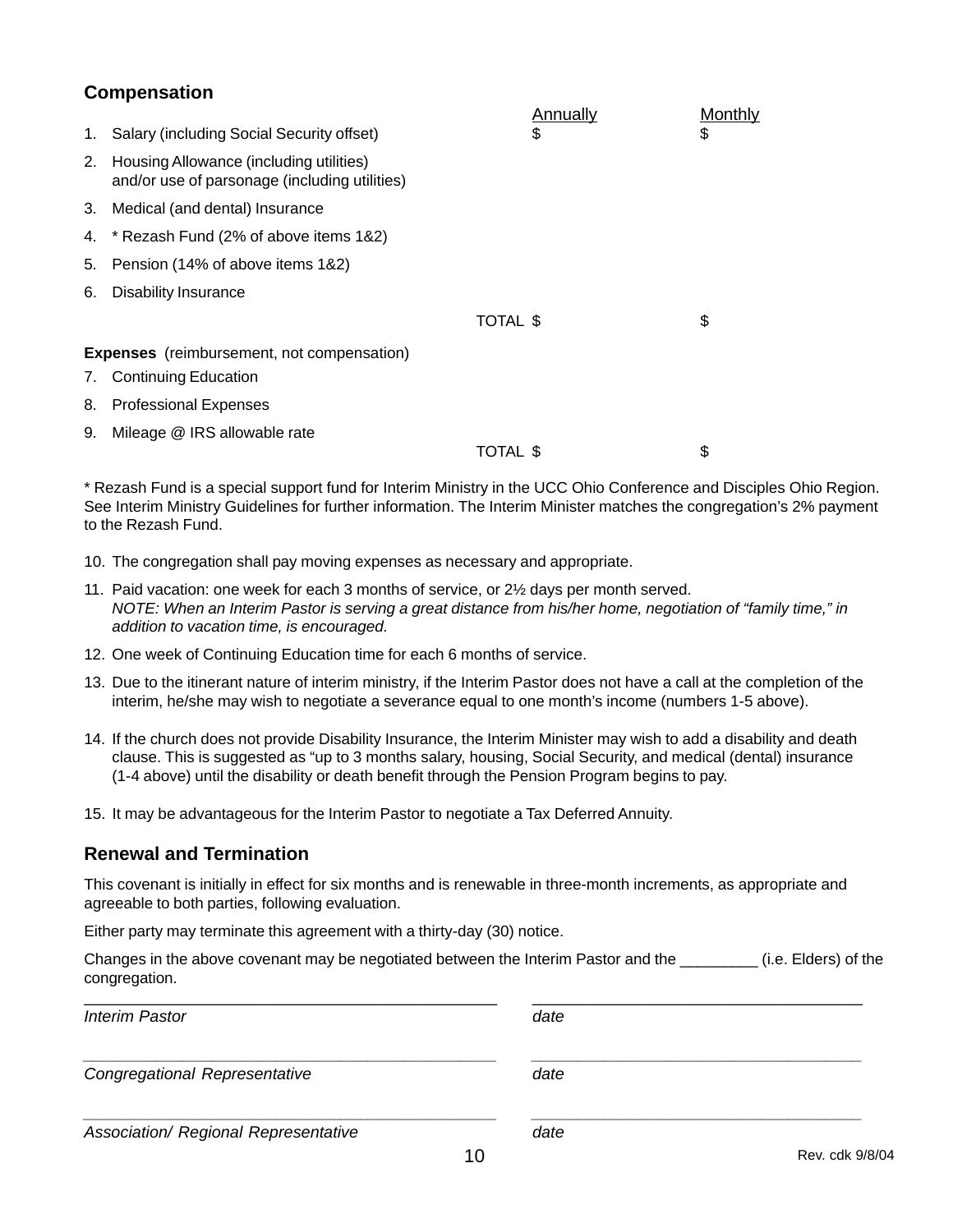## Compensation

| | | Annually | Monthly |
|---|---|---|---|
| 1. | Salary (including Social Security offset) | $ | $ |
| 2. | Housing Allowance (including utilities) and/or use of parsonage (including utilities) | | |
| 3. | Medical (and dental) Insurance | | |
| 4. | * Rezash Fund (2% of above items 1&2) | | |
| 5. | Pension (14% of above items 1&2) | | |
| 6. | Disability Insurance | | |
| | TOTAL | $ | $ |

**Expenses** (reimbursement, not compensation)

| | | Annually | Monthly |
|---|---|---|---|
| 7. | Continuing Education | | |
| 8. | Professional Expenses | | |
| 9. | Mileage @ IRS allowable rate | | |
| | TOTAL | $ | $ |

* Rezash Fund is a special support fund for Interim Ministry in the UCC Ohio Conference and Disciples Ohio Region. See Interim Ministry Guidelines for further information. The Interim Minister matches the congregation's 2% payment to the Rezash Fund.

10. The congregation shall pay moving expenses as necessary and appropriate.
11. Paid vacation: one week for each 3 months of service, or 2½ days per month served.
    *NOTE: When an Interim Pastor is serving a great distance from his/her home, negotiation of "family time," in addition to vacation time, is encouraged.*
12. One week of Continuing Education time for each 6 months of service.
13. Due to the itinerant nature of interim ministry, if the Interim Pastor does not have a call at the completion of the interim, he/she may wish to negotiate a severance equal to one month's income (numbers 1-5 above).
14. If the church does not provide Disability Insurance, the Interim Minister may wish to add a disability and death clause. This is suggested as "up to 3 months salary, housing, Social Security, and medical (dental) insurance (1-4 above) until the disability or death benefit through the Pension Program begins to pay.
15. It may be advantageous for the Interim Pastor to negotiate a Tax Deferred Annuity.

## Renewal and Termination

This covenant is initially in effect for six months and is renewable in three-month increments, as appropriate and agreeable to both parties, following evaluation.

Either party may terminate this agreement with a thirty-day (30) notice.

Changes in the above covenant may be negotiated between the Interim Pastor and the _________ (i.e. Elders) of the congregation.

_____________________________________________ _____________________________________
*Interim Pastor* *date*

_____________________________________________ _____________________________________
*Congregational Representative* *date*

_____________________________________________ _____________________________________
*Association/ Regional Representative* *date*

Rev. cdk 9/8/04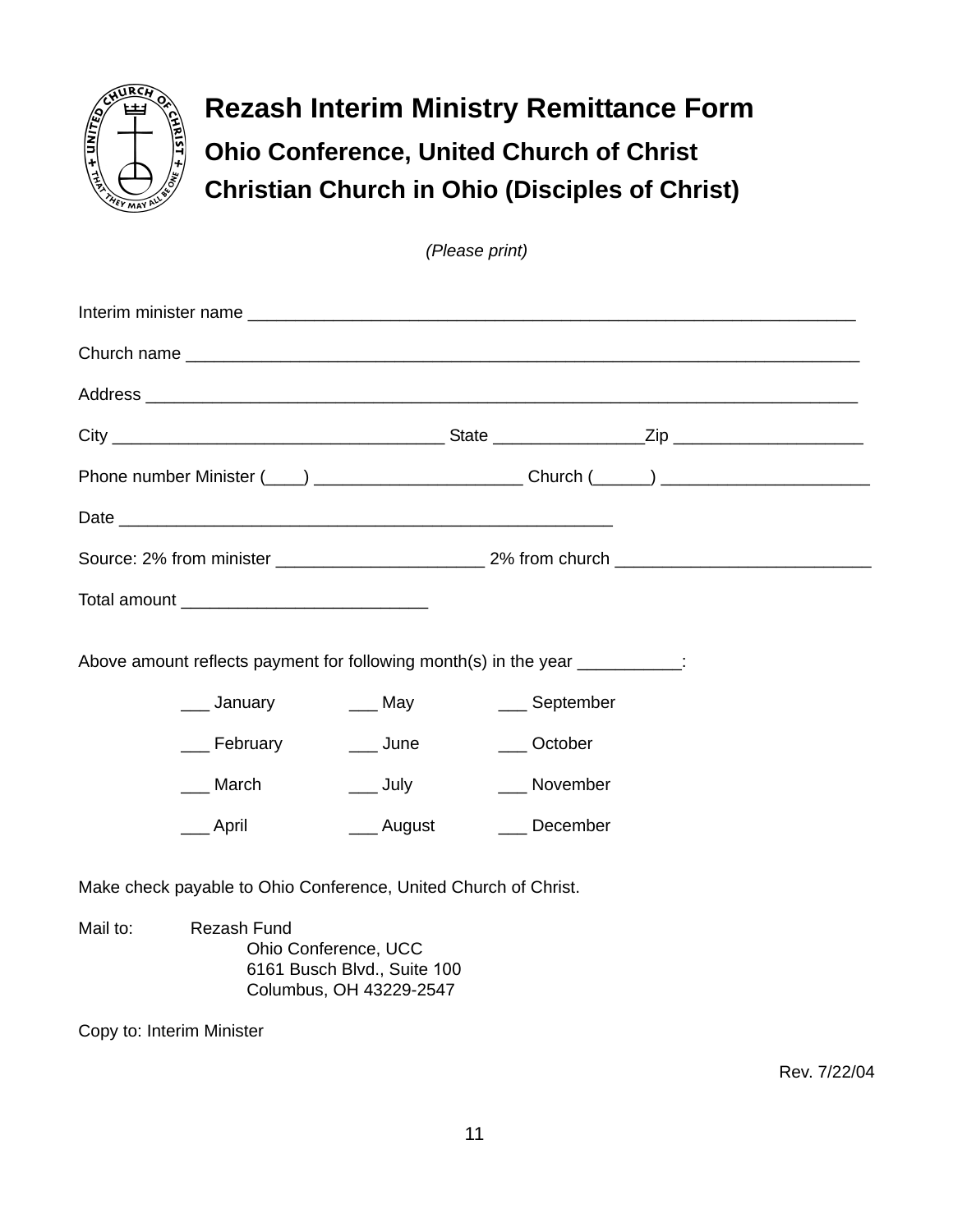# Rezash Interim Ministry Remittance Form

## Ohio Conference, United Church of Christ

## Christian Church in Ohio (Disciples of Christ)

*(Please print)*

Interim minister name ________________________________________________________________

Church name ________________________________________________________________________

Address ___________________________________________________________________________

City ___________________________________ State ________________Zip ____________________

Phone number Minister (____) ______________________ Church (______) ______________________

Date ______________________________________________________

Source: 2% from minister ______________________ 2% from church ___________________________

Total amount __________________________

Above amount reflects payment for following month(s) in the year ___________:

| | | |
|---|---|---|
| ___ January | ___ May | ___ September |
| ___ February | ___ June | ___ October |
| ___ March | ___ July | ___ November |
| ___ April | ___ August | ___ December |

Make check payable to Ohio Conference, United Church of Christ.

Mail to: Rezash Fund
Ohio Conference, UCC
6161 Busch Blvd., Suite 100
Columbus, OH 43229-2547

Copy to: Interim Minister

Rev. 7/22/04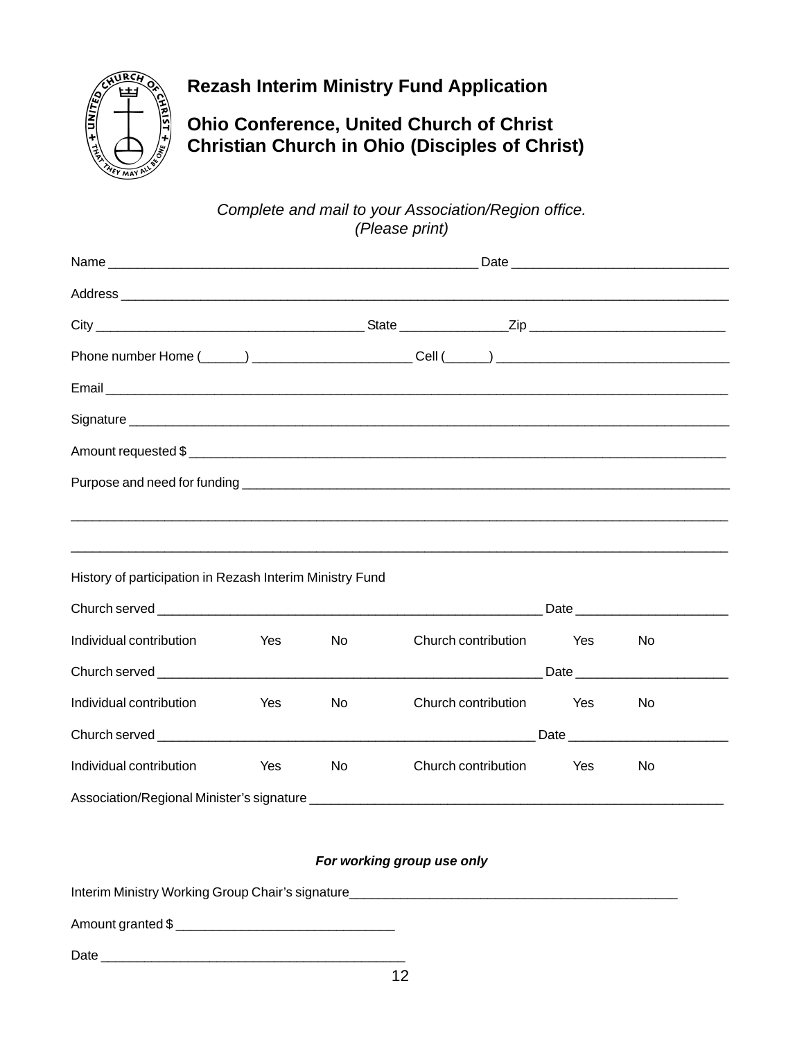# Rezash Interim Ministry Fund Application

## Ohio Conference, United Church of Christ
## Christian Church in Ohio (Disciples of Christ)

*Complete and mail to your Association/Region office.*
*(Please print)*

Name ___________________________________________________ Date ____________________________

Address ________________________________________________________________________________

City ___________________________________ State ______________Zip _________________________

Phone number Home (______) ______________________ Cell (______) _______________________________

Email __________________________________________________________________________________

Signature _______________________________________________________________________________

Amount requested $ ______________________________________________________________________

Purpose and need for funding _______________________________________________________________

________________________________________________________________________________________

________________________________________________________________________________________

History of participation in Rezash Interim Ministry Fund

Church served ___________________________________________________ Date ____________________

Individual contribution Yes No Church contribution Yes No

Church served ___________________________________________________ Date ____________________

Individual contribution Yes No Church contribution Yes No

Church served ___________________________________________________ Date ____________________

Individual contribution Yes No Church contribution Yes No

Association/Regional Minister's signature ______________________________________________________

***For working group use only***

Interim Ministry Working Group Chair's signature___________________________________________

Amount granted $ _____________________________

Date ________________________________________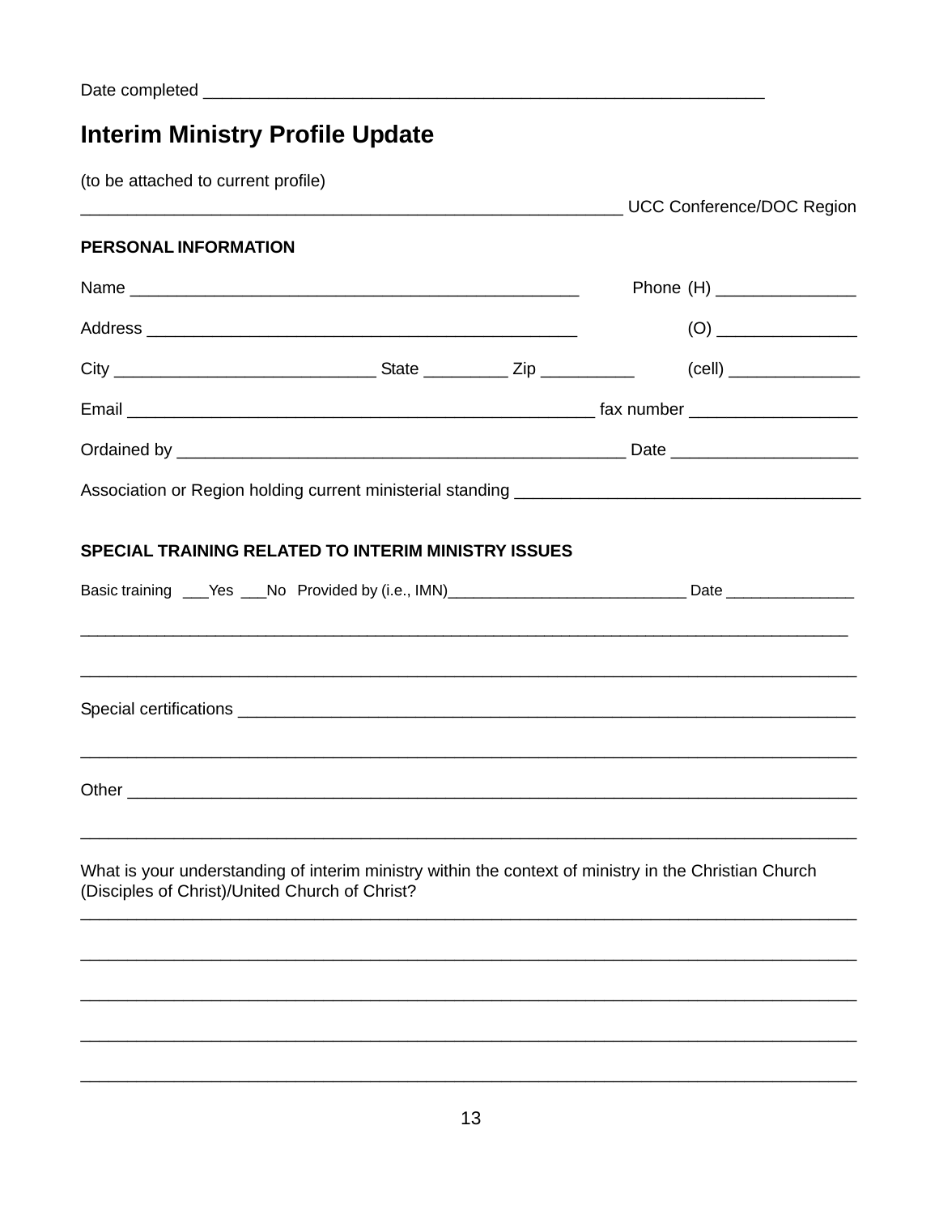Date completed ____________________________________________________________

# Interim Ministry Profile Update

(to be attached to current profile)

__________________________________________________________ UCC Conference/DOC Region

**PERSONAL INFORMATION**

Name ________________________________________________ Phone (H) _______________

Address _______________________________________________ (O) _______________

City ____________________________ State _________ Zip __________ (cell) ______________

Email __________________________________________________ fax number _________________

Ordained by ________________________________________________ Date ___________________

Association or Region holding current ministerial standing ____________________________________

**SPECIAL TRAINING RELATED TO INTERIM MINISTRY ISSUES**

Basic training ___Yes ___No Provided by (i.e., IMN)____________________________ Date _______________

_____________________________________________________________________________________

_____________________________________________________________________________________

Special certifications ___________________________________________________________________

_____________________________________________________________________________________

Other ________________________________________________________________________________

_____________________________________________________________________________________

What is your understanding of interim ministry within the context of ministry in the Christian Church (Disciples of Christ)/United Church of Christ?

_____________________________________________________________________________________

_____________________________________________________________________________________

_____________________________________________________________________________________

_____________________________________________________________________________________

_____________________________________________________________________________________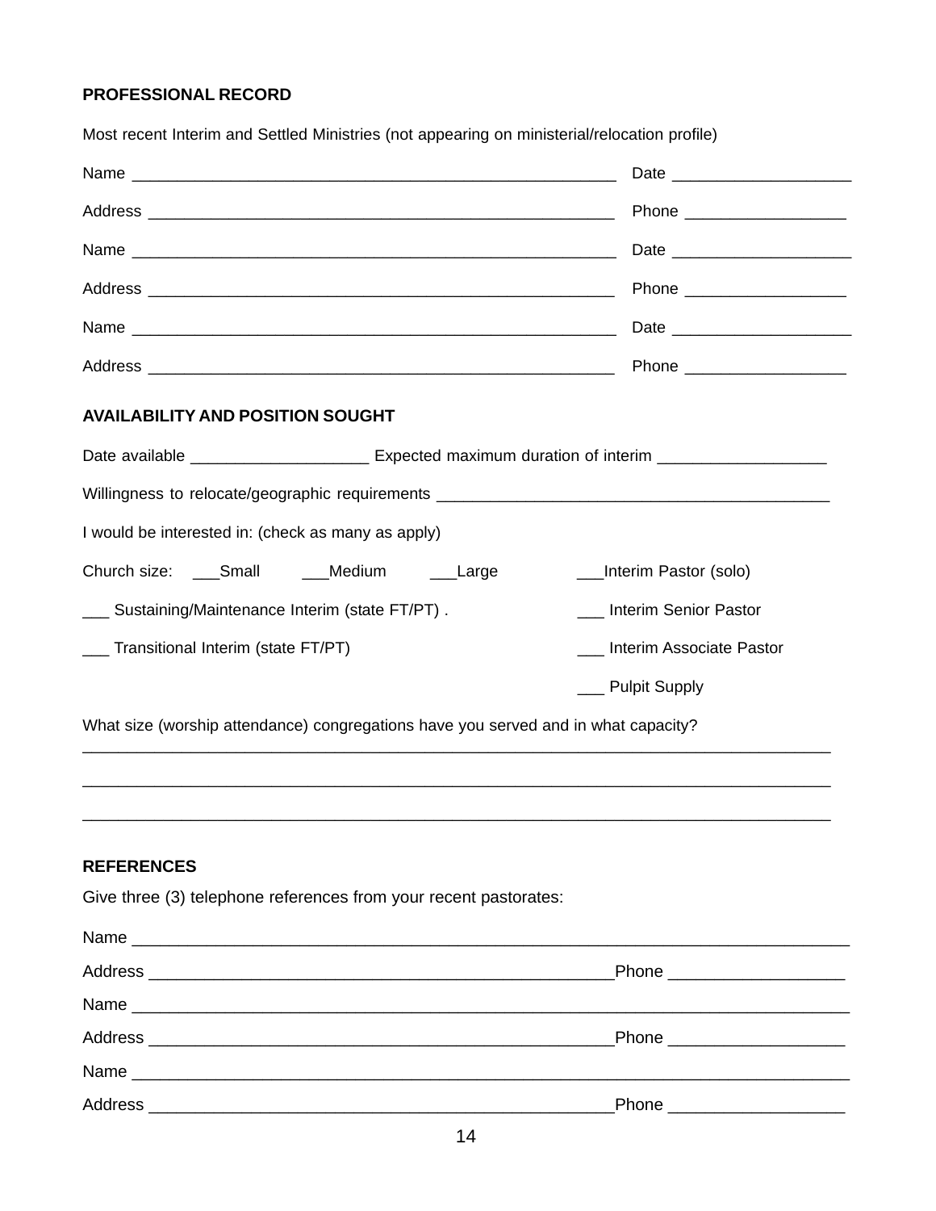**PROFESSIONAL RECORD**

Most recent Interim and Settled Ministries (not appearing on ministerial/relocation profile)

Name ______________________________________________________ Date ____________________

Address ___________________________________________________ Phone __________________

Name ______________________________________________________ Date ____________________

Address ___________________________________________________ Phone __________________

Name ______________________________________________________ Date ____________________

Address ___________________________________________________ Phone __________________

**AVAILABILITY AND POSITION SOUGHT**

Date available ____________________ Expected maximum duration of interim ___________________

Willingness to relocate/geographic requirements ____________________________________________

I would be interested in: (check as many as apply)

Church size: ___Small ___Medium ___Large

___Interim Pastor (solo)

___ Sustaining/Maintenance Interim (state FT/PT) .

___ Interim Senior Pastor

___ Transitional Interim (state FT/PT)

___ Interim Associate Pastor

___ Pulpit Supply

What size (worship attendance) congregations have you served and in what capacity?
_____________________________________________________________________________________

_____________________________________________________________________________________

_____________________________________________________________________________________

**REFERENCES**

Give three (3) telephone references from your recent pastorates:

Name _________________________________________________________________________________

Address ___________________________________________________Phone ___________________

Name _________________________________________________________________________________

Address ___________________________________________________Phone ___________________

Name _________________________________________________________________________________

Address ___________________________________________________Phone ___________________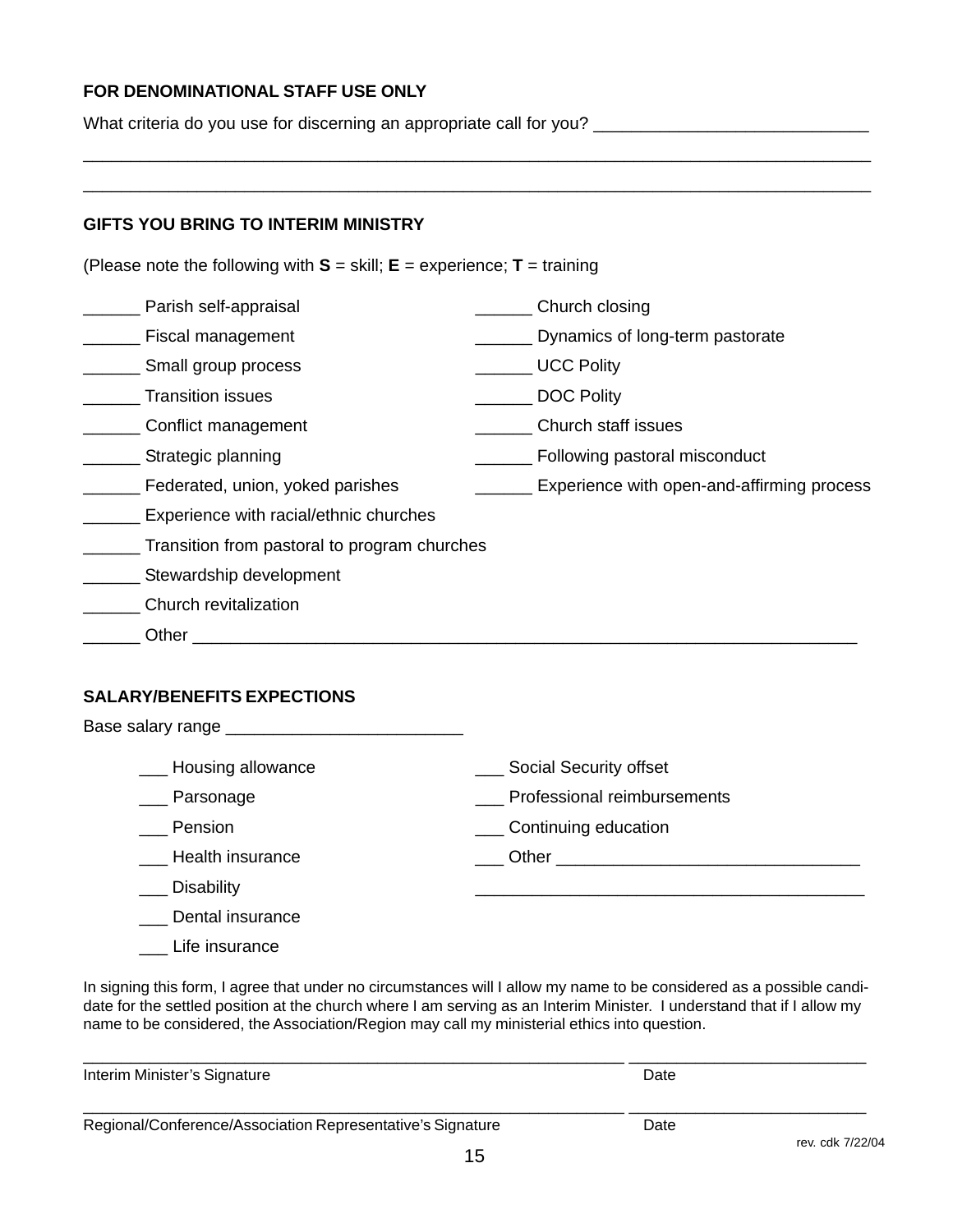**FOR DENOMINATIONAL STAFF USE ONLY**

What criteria do you use for discerning an appropriate call for you? ____________________________

________________________________________________________________________________

________________________________________________________________________________

**GIFTS YOU BRING TO INTERIM MINISTRY**

(Please note the following with **S** = skill; **E** = experience; **T** = training

______ Parish self-appraisal

______ Fiscal management

______ Small group process

______ Transition issues

______ Conflict management

______ Strategic planning

______ Federated, union, yoked parishes

______ Church closing

______ Dynamics of long-term pastorate

______ UCC Polity

______ DOC Polity

______ Church staff issues

______ Following pastoral misconduct

______ Experience with open-and-affirming process

______ Experience with racial/ethnic churches

______ Transition from pastoral to program churches

______ Stewardship development

______ Church revitalization

______ Other ________________________________________________________________________

**SALARY/BENEFITS EXPECTIONS**

Base salary range ________________________

___ Housing allowance

___ Parsonage

___ Pension

___ Health insurance

___ Disability

___ Dental insurance

___ Life insurance

___ Social Security offset

___ Professional reimbursements

___ Continuing education

___ Other _______________________________

________________________________________

In signing this form, I agree that under no circumstances will I allow my name to be considered as a possible candidate for the settled position at the church where I am serving as an Interim Minister. I understand that if I allow my name to be considered, the Association/Region may call my ministerial ethics into question.

_____________________________________________________________ _________________________

Interim Minister's Signature Date

_____________________________________________________________ _________________________

Regional/Conference/Association Representative's Signature Date

rev. cdk 7/22/04